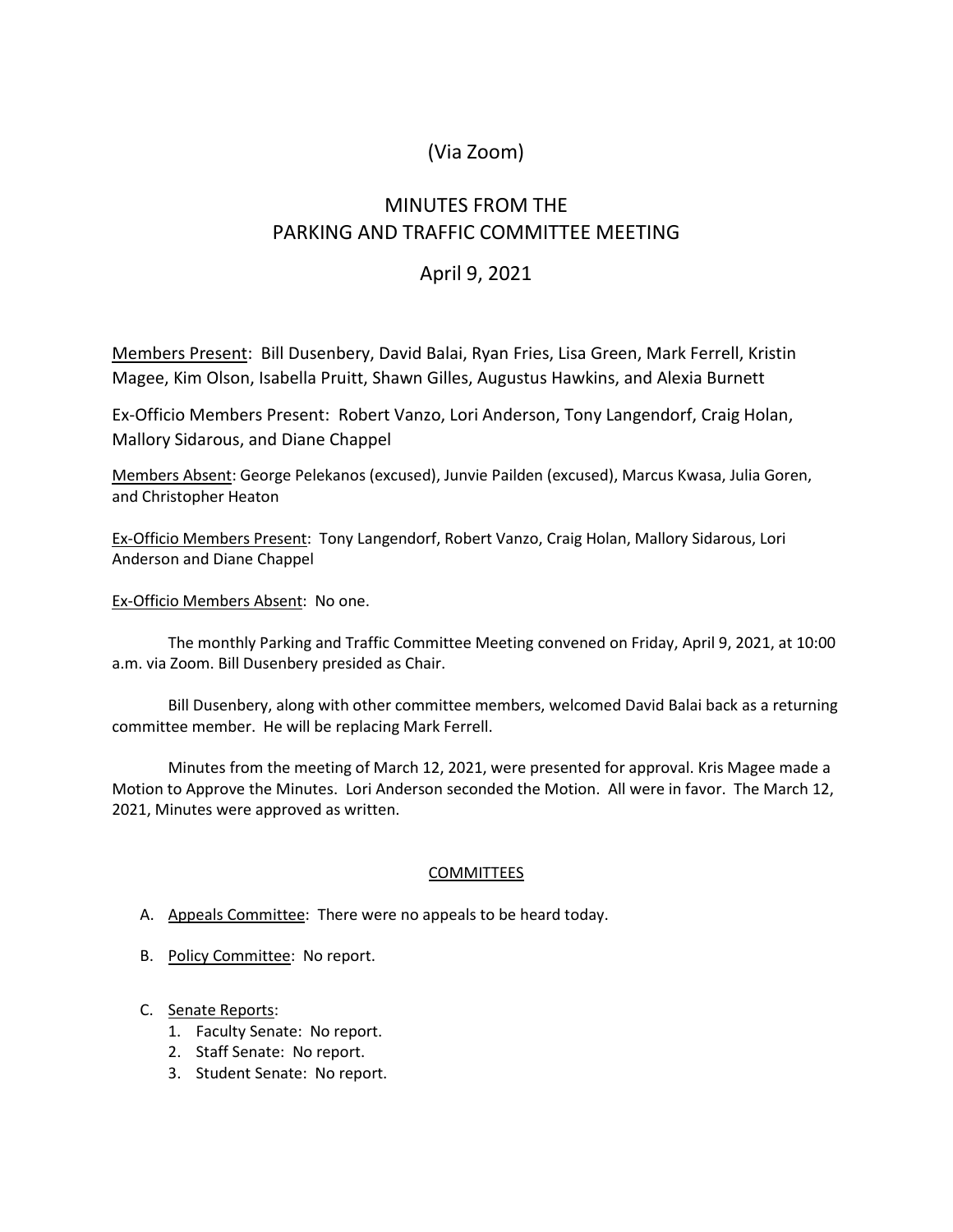(Via Zoom)

# MINUTES FROM THE PARKING AND TRAFFIC COMMITTEE MEETING

## April 9, 2021

Members Present: Bill Dusenbery, David Balai, Ryan Fries, Lisa Green, Mark Ferrell, Kristin Magee, Kim Olson, Isabella Pruitt, Shawn Gilles, Augustus Hawkins, and Alexia Burnett

Ex-Officio Members Present: Robert Vanzo, Lori Anderson, Tony Langendorf, Craig Holan, Mallory Sidarous, and Diane Chappel

Members Absent: George Pelekanos (excused), Junvie Pailden (excused), Marcus Kwasa, Julia Goren, and Christopher Heaton

Ex-Officio Members Present: Tony Langendorf, Robert Vanzo, Craig Holan, Mallory Sidarous, Lori Anderson and Diane Chappel

Ex-Officio Members Absent: No one.

The monthly Parking and Traffic Committee Meeting convened on Friday, April 9, 2021, at 10:00 a.m. via Zoom. Bill Dusenbery presided as Chair.

Bill Dusenbery, along with other committee members, welcomed David Balai back as a returning committee member. He will be replacing Mark Ferrell.

Minutes from the meeting of March 12, 2021, were presented for approval. Kris Magee made a Motion to Approve the Minutes. Lori Anderson seconded the Motion. All were in favor. The March 12, 2021, Minutes were approved as written.

### COMMITTEES

A. Appeals Committee: There were no appeals to be heard today.

B. Policy Committee: No report.

C. Senate Reports:
   1. Faculty Senate: No report.
   2. Staff Senate: No report.
   3. Student Senate: No report.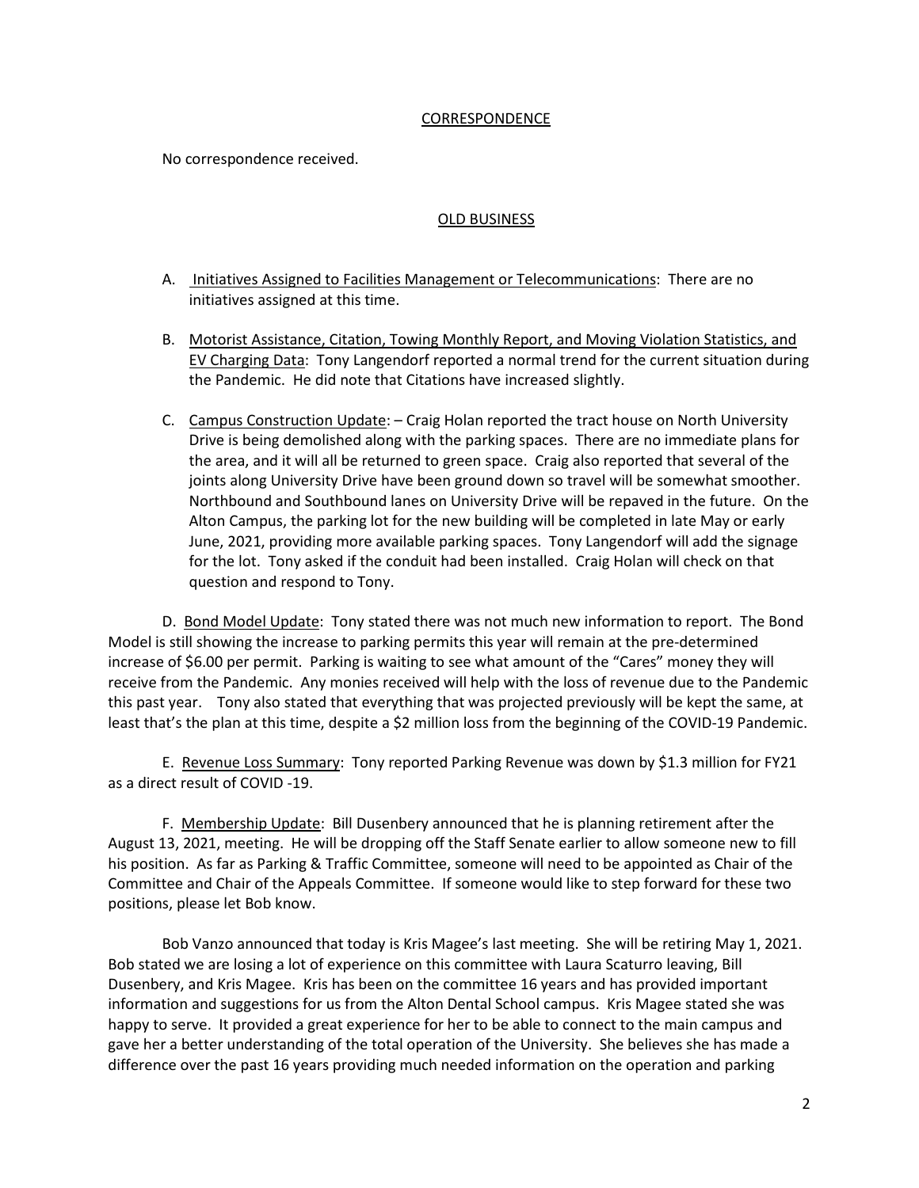## CORRESPONDENCE

No correspondence received.

## OLD BUSINESS

A. Initiatives Assigned to Facilities Management or Telecommunications: There are no initiatives assigned at this time.

B. Motorist Assistance, Citation, Towing Monthly Report, and Moving Violation Statistics, and EV Charging Data: Tony Langendorf reported a normal trend for the current situation during the Pandemic. He did note that Citations have increased slightly.

C. Campus Construction Update: – Craig Holan reported the tract house on North University Drive is being demolished along with the parking spaces. There are no immediate plans for the area, and it will all be returned to green space. Craig also reported that several of the joints along University Drive have been ground down so travel will be somewhat smoother. Northbound and Southbound lanes on University Drive will be repaved in the future. On the Alton Campus, the parking lot for the new building will be completed in late May or early June, 2021, providing more available parking spaces. Tony Langendorf will add the signage for the lot. Tony asked if the conduit had been installed. Craig Holan will check on that question and respond to Tony.

D. Bond Model Update: Tony stated there was not much new information to report. The Bond Model is still showing the increase to parking permits this year will remain at the pre-determined increase of $6.00 per permit. Parking is waiting to see what amount of the "Cares" money they will receive from the Pandemic. Any monies received will help with the loss of revenue due to the Pandemic this past year. Tony also stated that everything that was projected previously will be kept the same, at least that's the plan at this time, despite a $2 million loss from the beginning of the COVID-19 Pandemic.

E. Revenue Loss Summary: Tony reported Parking Revenue was down by $1.3 million for FY21 as a direct result of COVID -19.

F. Membership Update: Bill Dusenbery announced that he is planning retirement after the August 13, 2021, meeting. He will be dropping off the Staff Senate earlier to allow someone new to fill his position. As far as Parking & Traffic Committee, someone will need to be appointed as Chair of the Committee and Chair of the Appeals Committee. If someone would like to step forward for these two positions, please let Bob know.

Bob Vanzo announced that today is Kris Magee's last meeting. She will be retiring May 1, 2021. Bob stated we are losing a lot of experience on this committee with Laura Scaturro leaving, Bill Dusenbery, and Kris Magee. Kris has been on the committee 16 years and has provided important information and suggestions for us from the Alton Dental School campus. Kris Magee stated she was happy to serve. It provided a great experience for her to be able to connect to the main campus and gave her a better understanding of the total operation of the University. She believes she has made a difference over the past 16 years providing much needed information on the operation and parking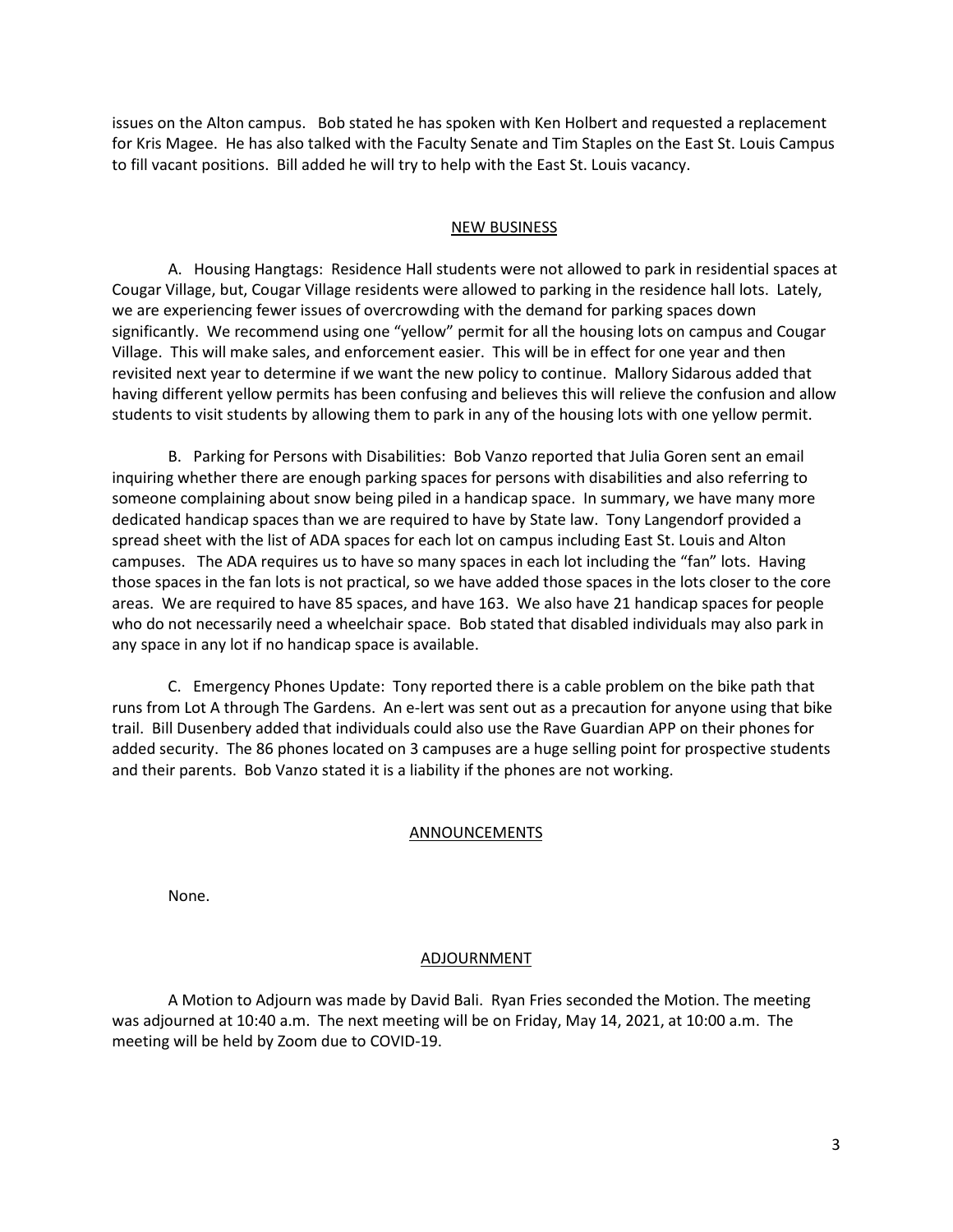issues on the Alton campus. Bob stated he has spoken with Ken Holbert and requested a replacement for Kris Magee. He has also talked with the Faculty Senate and Tim Staples on the East St. Louis Campus to fill vacant positions. Bill added he will try to help with the East St. Louis vacancy.

## NEW BUSINESS

A. Housing Hangtags: Residence Hall students were not allowed to park in residential spaces at Cougar Village, but, Cougar Village residents were allowed to parking in the residence hall lots. Lately, we are experiencing fewer issues of overcrowding with the demand for parking spaces down significantly. We recommend using one "yellow" permit for all the housing lots on campus and Cougar Village. This will make sales, and enforcement easier. This will be in effect for one year and then revisited next year to determine if we want the new policy to continue. Mallory Sidarous added that having different yellow permits has been confusing and believes this will relieve the confusion and allow students to visit students by allowing them to park in any of the housing lots with one yellow permit.

B. Parking for Persons with Disabilities: Bob Vanzo reported that Julia Goren sent an email inquiring whether there are enough parking spaces for persons with disabilities and also referring to someone complaining about snow being piled in a handicap space. In summary, we have many more dedicated handicap spaces than we are required to have by State law. Tony Langendorf provided a spread sheet with the list of ADA spaces for each lot on campus including East St. Louis and Alton campuses. The ADA requires us to have so many spaces in each lot including the "fan" lots. Having those spaces in the fan lots is not practical, so we have added those spaces in the lots closer to the core areas. We are required to have 85 spaces, and have 163. We also have 21 handicap spaces for people who do not necessarily need a wheelchair space. Bob stated that disabled individuals may also park in any space in any lot if no handicap space is available.

C. Emergency Phones Update: Tony reported there is a cable problem on the bike path that runs from Lot A through The Gardens. An e-lert was sent out as a precaution for anyone using that bike trail. Bill Dusenbery added that individuals could also use the Rave Guardian APP on their phones for added security. The 86 phones located on 3 campuses are a huge selling point for prospective students and their parents. Bob Vanzo stated it is a liability if the phones are not working.

## ANNOUNCEMENTS

None.

## ADJOURNMENT

A Motion to Adjourn was made by David Bali. Ryan Fries seconded the Motion. The meeting was adjourned at 10:40 a.m. The next meeting will be on Friday, May 14, 2021, at 10:00 a.m. The meeting will be held by Zoom due to COVID-19.